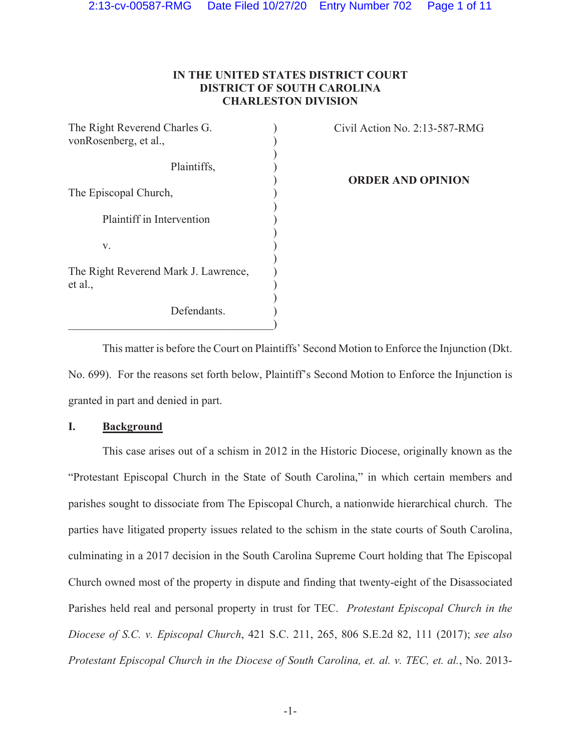**IN THE UNITED STATES DISTRICT COURT**
**DISTRICT OF SOUTH CAROLINA**
**CHARLESTON DIVISION**

| | |
|---|---|
| The Right Reverend Charles G. vonRosenberg, et al., | Civil Action No. 2:13-587-RMG |
| Plaintiffs, | |
| The Episcopal Church, | **ORDER AND OPINION** |
| Plaintiff in Intervention | |
| v. | |
| The Right Reverend Mark J. Lawrence, et al., | |
| Defendants. | |

This matter is before the Court on Plaintiffs' Second Motion to Enforce the Injunction (Dkt. No. 699). For the reasons set forth below, Plaintiff's Second Motion to Enforce the Injunction is granted in part and denied in part.

## I. Background

This case arises out of a schism in 2012 in the Historic Diocese, originally known as the "Protestant Episcopal Church in the State of South Carolina," in which certain members and parishes sought to dissociate from The Episcopal Church, a nationwide hierarchical church. The parties have litigated property issues related to the schism in the state courts of South Carolina, culminating in a 2017 decision in the South Carolina Supreme Court holding that The Episcopal Church owned most of the property in dispute and finding that twenty-eight of the Disassociated Parishes held real and personal property in trust for TEC. *Protestant Episcopal Church in the Diocese of S.C. v. Episcopal Church*, 421 S.C. 211, 265, 806 S.E.2d 82, 111 (2017); *see also Protestant Episcopal Church in the Diocese of South Carolina, et. al. v. TEC, et. al.*, No. 2013-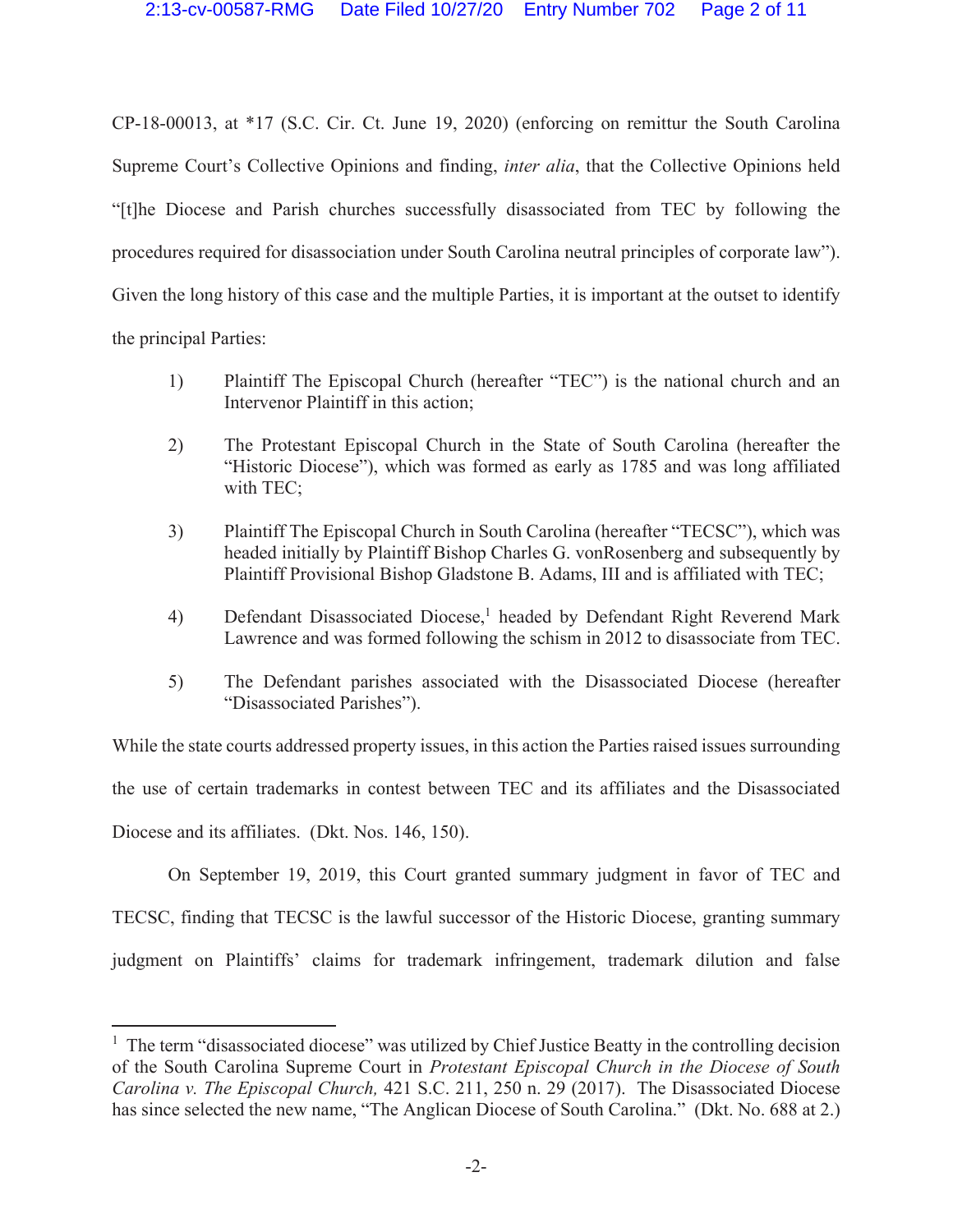CP-18-00013, at *17 (S.C. Cir. Ct. June 19, 2020) (enforcing on remittur the South Carolina Supreme Court's Collective Opinions and finding, *inter alia*, that the Collective Opinions held "[t]he Diocese and Parish churches successfully disassociated from TEC by following the procedures required for disassociation under South Carolina neutral principles of corporate law"). Given the long history of this case and the multiple Parties, it is important at the outset to identify the principal Parties:

1) Plaintiff The Episcopal Church (hereafter "TEC") is the national church and an Intervenor Plaintiff in this action;

2) The Protestant Episcopal Church in the State of South Carolina (hereafter the "Historic Diocese"), which was formed as early as 1785 and was long affiliated with TEC;

3) Plaintiff The Episcopal Church in South Carolina (hereafter "TECSC"), which was headed initially by Plaintiff Bishop Charles G. vonRosenberg and subsequently by Plaintiff Provisional Bishop Gladstone B. Adams, III and is affiliated with TEC;

4) Defendant Disassociated Diocese,[1] headed by Defendant Right Reverend Mark Lawrence and was formed following the schism in 2012 to disassociate from TEC.

5) The Defendant parishes associated with the Disassociated Diocese (hereafter "Disassociated Parishes").

While the state courts addressed property issues, in this action the Parties raised issues surrounding the use of certain trademarks in contest between TEC and its affiliates and the Disassociated Diocese and its affiliates. (Dkt. Nos. 146, 150).

On September 19, 2019, this Court granted summary judgment in favor of TEC and TECSC, finding that TECSC is the lawful successor of the Historic Diocese, granting summary judgment on Plaintiffs' claims for trademark infringement, trademark dilution and false

---

[1] The term "disassociated diocese" was utilized by Chief Justice Beatty in the controlling decision of the South Carolina Supreme Court in *Protestant Episcopal Church in the Diocese of South Carolina v. The Episcopal Church,* 421 S.C. 211, 250 n. 29 (2017). The Disassociated Diocese has since selected the new name, "The Anglican Diocese of South Carolina." (Dkt. No. 688 at 2.)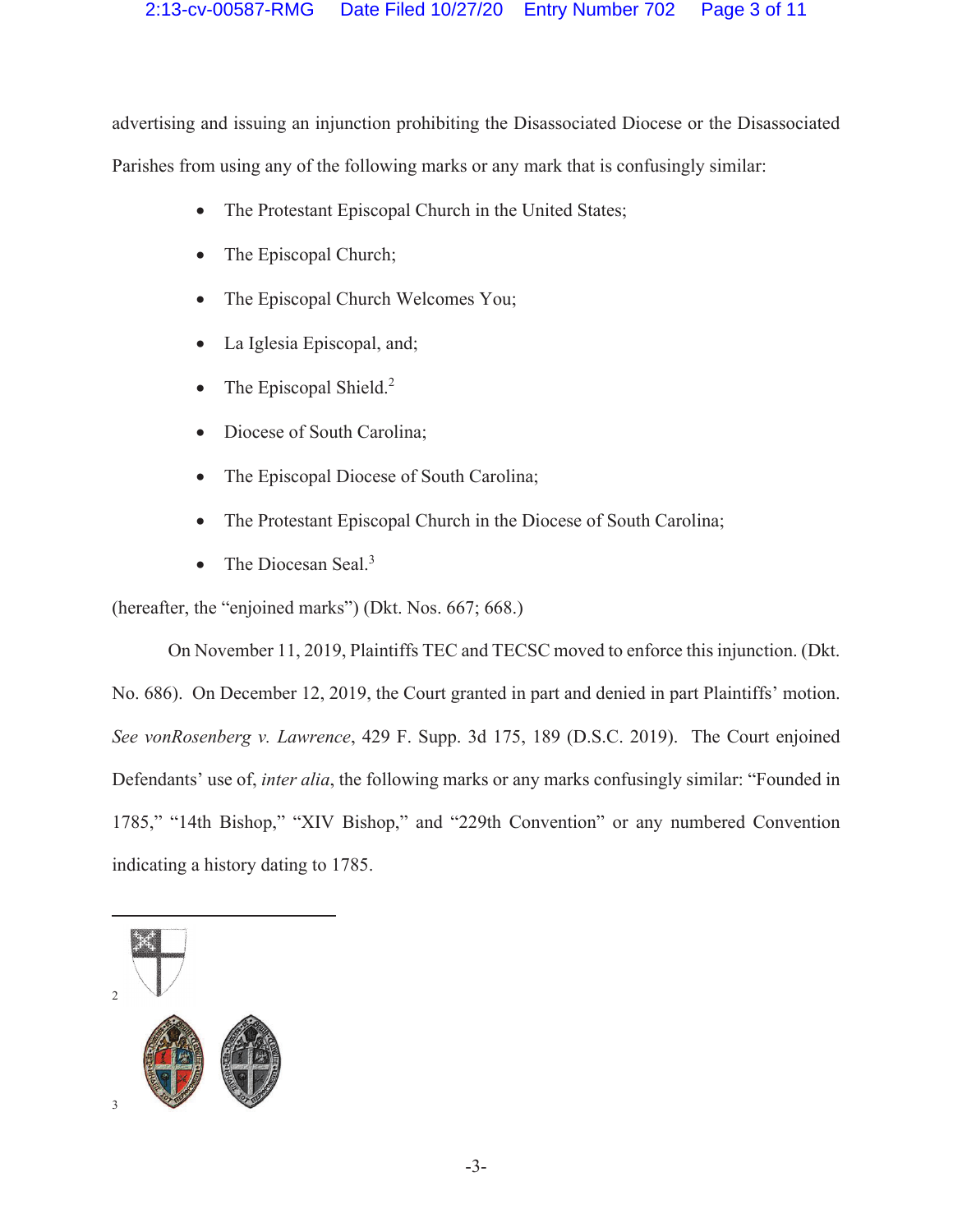advertising and issuing an injunction prohibiting the Disassociated Diocese or the Disassociated Parishes from using any of the following marks or any mark that is confusingly similar:

- The Protestant Episcopal Church in the United States;
- The Episcopal Church;
- The Episcopal Church Welcomes You;
- La Iglesia Episcopal, and;
- The Episcopal Shield.[2]
- Diocese of South Carolina;
- The Episcopal Diocese of South Carolina;
- The Protestant Episcopal Church in the Diocese of South Carolina;
- The Diocesan Seal.[3]

(hereafter, the "enjoined marks") (Dkt. Nos. 667; 668.)

On November 11, 2019, Plaintiffs TEC and TECSC moved to enforce this injunction. (Dkt. No. 686). On December 12, 2019, the Court granted in part and denied in part Plaintiffs' motion. *See vonRosenberg v. Lawrence*, 429 F. Supp. 3d 175, 189 (D.S.C. 2019). The Court enjoined Defendants' use of, *inter alia*, the following marks or any marks confusingly similar: "Founded in 1785," "14th Bishop," "XIV Bishop," and "229th Convention" or any numbered Convention indicating a history dating to 1785.

---

[2]

[3]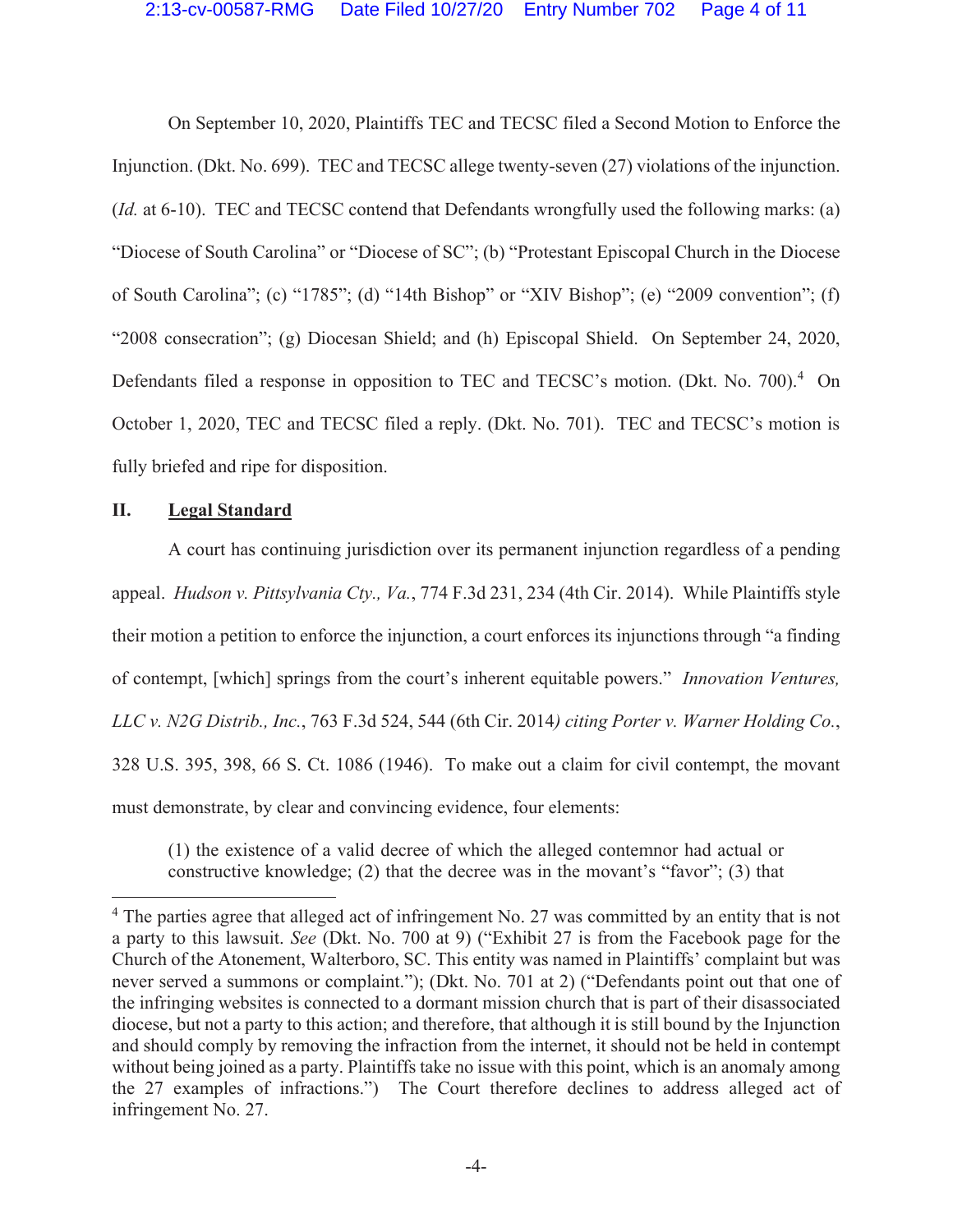On September 10, 2020, Plaintiffs TEC and TECSC filed a Second Motion to Enforce the Injunction. (Dkt. No. 699). TEC and TECSC allege twenty-seven (27) violations of the injunction. (*Id.* at 6-10). TEC and TECSC contend that Defendants wrongfully used the following marks: (a) "Diocese of South Carolina" or "Diocese of SC"; (b) "Protestant Episcopal Church in the Diocese of South Carolina"; (c) "1785"; (d) "14th Bishop" or "XIV Bishop"; (e) "2009 convention"; (f) "2008 consecration"; (g) Diocesan Shield; and (h) Episcopal Shield. On September 24, 2020, Defendants filed a response in opposition to TEC and TECSC's motion. (Dkt. No. 700).[4] On October 1, 2020, TEC and TECSC filed a reply. (Dkt. No. 701). TEC and TECSC's motion is fully briefed and ripe for disposition.

## II. Legal Standard

A court has continuing jurisdiction over its permanent injunction regardless of a pending appeal. *Hudson v. Pittsylvania Cty., Va.*, 774 F.3d 231, 234 (4th Cir. 2014). While Plaintiffs style their motion a petition to enforce the injunction, a court enforces its injunctions through "a finding of contempt, [which] springs from the court's inherent equitable powers." *Innovation Ventures, LLC v. N2G Distrib., Inc.*, 763 F.3d 524, 544 (6th Cir. 2014) *citing Porter v. Warner Holding Co.*, 328 U.S. 395, 398, 66 S. Ct. 1086 (1946). To make out a claim for civil contempt, the movant must demonstrate, by clear and convincing evidence, four elements:

> (1) the existence of a valid decree of which the alleged contemnor had actual or constructive knowledge; (2) that the decree was in the movant's "favor"; (3) that

[4] The parties agree that alleged act of infringement No. 27 was committed by an entity that is not a party to this lawsuit. *See* (Dkt. No. 700 at 9) ("Exhibit 27 is from the Facebook page for the Church of the Atonement, Walterboro, SC. This entity was named in Plaintiffs' complaint but was never served a summons or complaint."); (Dkt. No. 701 at 2) ("Defendants point out that one of the infringing websites is connected to a dormant mission church that is part of their disassociated diocese, but not a party to this action; and therefore, that although it is still bound by the Injunction and should comply by removing the infraction from the internet, it should not be held in contempt without being joined as a party. Plaintiffs take no issue with this point, which is an anomaly among the 27 examples of infractions.") The Court therefore declines to address alleged act of infringement No. 27.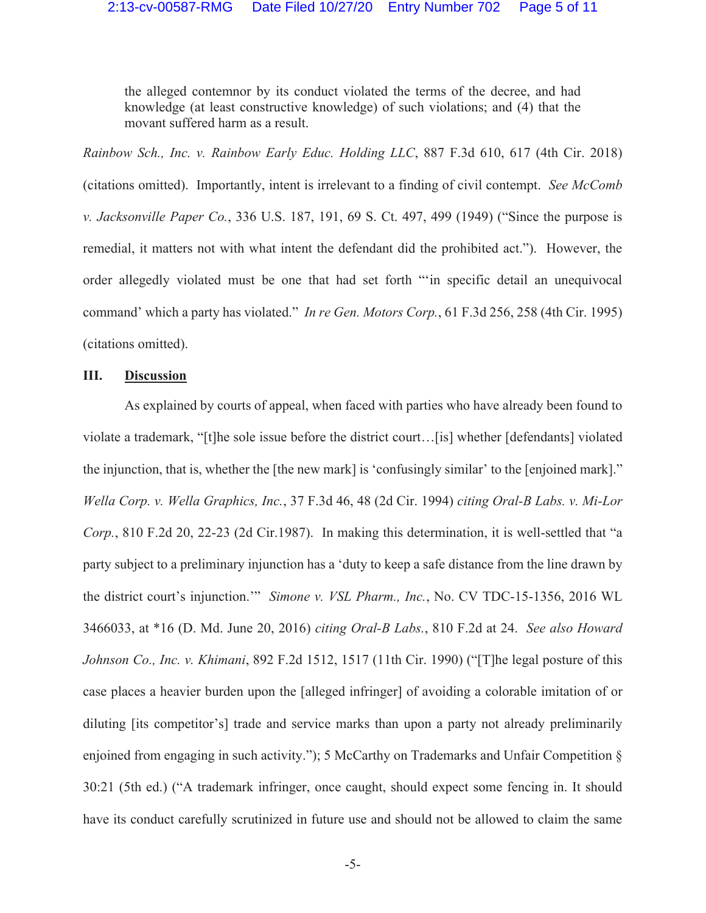> the alleged contemnor by its conduct violated the terms of the decree, and had knowledge (at least constructive knowledge) of such violations; and (4) that the movant suffered harm as a result.

*Rainbow Sch., Inc. v. Rainbow Early Educ. Holding LLC*, 887 F.3d 610, 617 (4th Cir. 2018) (citations omitted). Importantly, intent is irrelevant to a finding of civil contempt. *See McComb v. Jacksonville Paper Co.*, 336 U.S. 187, 191, 69 S. Ct. 497, 499 (1949) ("Since the purpose is remedial, it matters not with what intent the defendant did the prohibited act."). However, the order allegedly violated must be one that had set forth "'in specific detail an unequivocal command' which a party has violated." *In re Gen. Motors Corp.*, 61 F.3d 256, 258 (4th Cir. 1995) (citations omitted).

## III. Discussion

As explained by courts of appeal, when faced with parties who have already been found to violate a trademark, "[t]he sole issue before the district court…[is] whether [defendants] violated the injunction, that is, whether the [the new mark] is 'confusingly similar' to the [enjoined mark]." *Wella Corp. v. Wella Graphics, Inc.*, 37 F.3d 46, 48 (2d Cir. 1994) *citing Oral-B Labs. v. Mi-Lor Corp.*, 810 F.2d 20, 22-23 (2d Cir.1987). In making this determination, it is well-settled that "a party subject to a preliminary injunction has a 'duty to keep a safe distance from the line drawn by the district court's injunction.'" *Simone v. VSL Pharm., Inc.*, No. CV TDC-15-1356, 2016 WL 3466033, at *16 (D. Md. June 20, 2016) *citing Oral-B Labs.*, 810 F.2d at 24. *See also Howard Johnson Co., Inc. v. Khimani*, 892 F.2d 1512, 1517 (11th Cir. 1990) ("[T]he legal posture of this case places a heavier burden upon the [alleged infringer] of avoiding a colorable imitation of or diluting [its competitor's] trade and service marks than upon a party not already preliminarily enjoined from engaging in such activity."); 5 McCarthy on Trademarks and Unfair Competition § 30:21 (5th ed.) ("A trademark infringer, once caught, should expect some fencing in. It should have its conduct carefully scrutinized in future use and should not be allowed to claim the same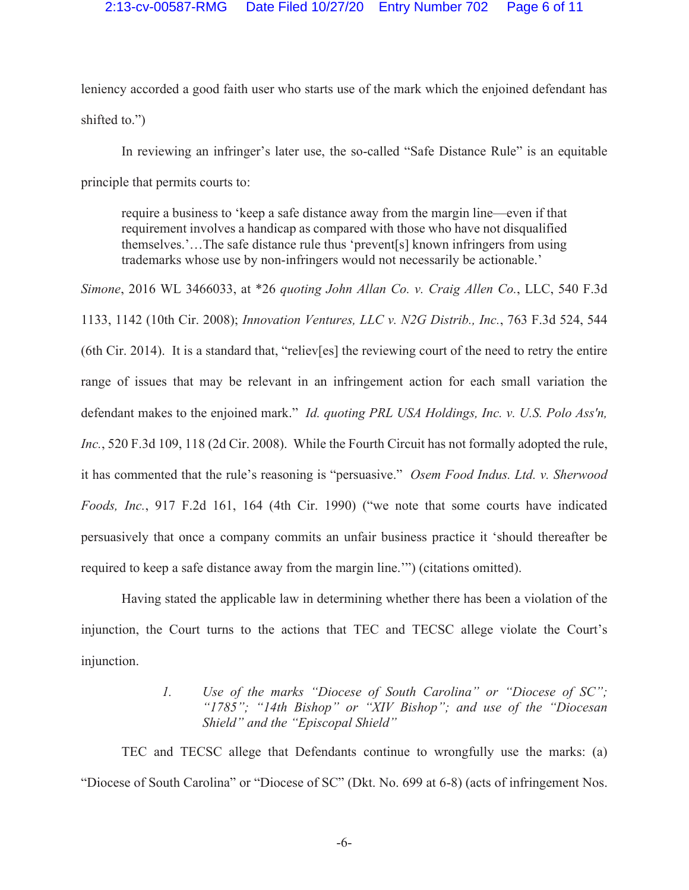leniency accorded a good faith user who starts use of the mark which the enjoined defendant has shifted to.")

In reviewing an infringer's later use, the so-called "Safe Distance Rule" is an equitable principle that permits courts to:

> require a business to 'keep a safe distance away from the margin line—even if that requirement involves a handicap as compared with those who have not disqualified themselves.'…The safe distance rule thus 'prevent[s] known infringers from using trademarks whose use by non-infringers would not necessarily be actionable.'

*Simone*, 2016 WL 3466033, at *26 *quoting John Allan Co. v. Craig Allen Co.*, LLC, 540 F.3d 1133, 1142 (10th Cir. 2008); *Innovation Ventures, LLC v. N2G Distrib., Inc.*, 763 F.3d 524, 544 (6th Cir. 2014). It is a standard that, "reliev[es] the reviewing court of the need to retry the entire range of issues that may be relevant in an infringement action for each small variation the defendant makes to the enjoined mark." *Id. quoting PRL USA Holdings, Inc. v. U.S. Polo Ass'n, Inc.*, 520 F.3d 109, 118 (2d Cir. 2008). While the Fourth Circuit has not formally adopted the rule, it has commented that the rule's reasoning is "persuasive." *Osem Food Indus. Ltd. v. Sherwood Foods, Inc.*, 917 F.2d 161, 164 (4th Cir. 1990) ("we note that some courts have indicated persuasively that once a company commits an unfair business practice it 'should thereafter be required to keep a safe distance away from the margin line.'") (citations omitted).

Having stated the applicable law in determining whether there has been a violation of the injunction, the Court turns to the actions that TEC and TECSC allege violate the Court's injunction.

> 1. *Use of the marks "Diocese of South Carolina" or "Diocese of SC"; "1785"; "14th Bishop" or "XIV Bishop"; and use of the "Diocesan Shield" and the "Episcopal Shield"*

TEC and TECSC allege that Defendants continue to wrongfully use the marks: (a) "Diocese of South Carolina" or "Diocese of SC" (Dkt. No. 699 at 6-8) (acts of infringement Nos.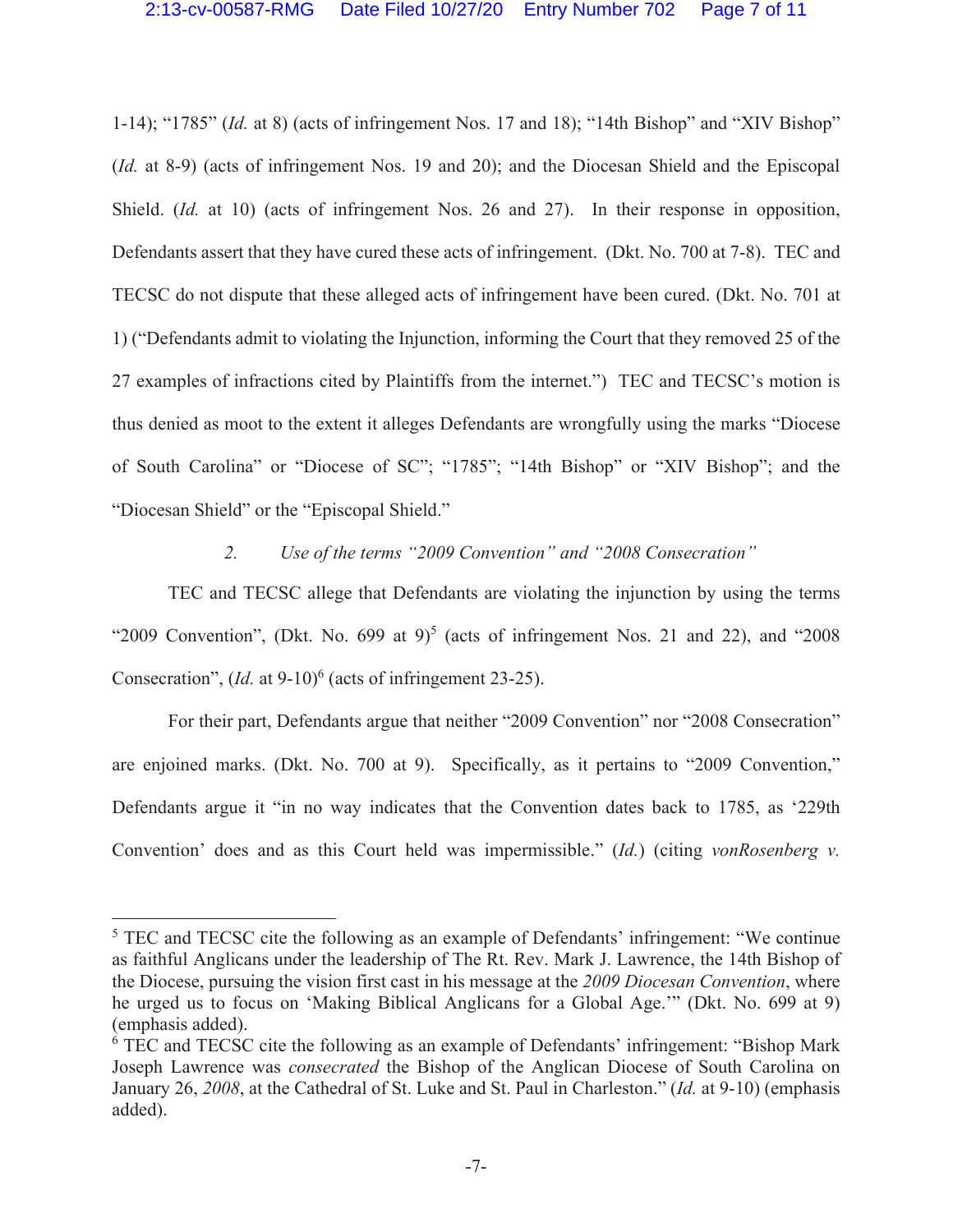1-14); "1785" (*Id.* at 8) (acts of infringement Nos. 17 and 18); "14th Bishop" and "XIV Bishop" (*Id.* at 8-9) (acts of infringement Nos. 19 and 20); and the Diocesan Shield and the Episcopal Shield. (*Id.* at 10) (acts of infringement Nos. 26 and 27). In their response in opposition, Defendants assert that they have cured these acts of infringement. (Dkt. No. 700 at 7-8). TEC and TECSC do not dispute that these alleged acts of infringement have been cured. (Dkt. No. 701 at 1) ("Defendants admit to violating the Injunction, informing the Court that they removed 25 of the 27 examples of infractions cited by Plaintiffs from the internet.") TEC and TECSC's motion is thus denied as moot to the extent it alleges Defendants are wrongfully using the marks "Diocese of South Carolina" or "Diocese of SC"; "1785"; "14th Bishop" or "XIV Bishop"; and the "Diocesan Shield" or the "Episcopal Shield."

### 2. *Use of the terms "2009 Convention" and "2008 Consecration"*

TEC and TECSC allege that Defendants are violating the injunction by using the terms "2009 Convention", (Dkt. No. 699 at 9)[5] (acts of infringement Nos. 21 and 22), and "2008 Consecration", (*Id.* at 9-10)[6] (acts of infringement 23-25).

For their part, Defendants argue that neither "2009 Convention" nor "2008 Consecration" are enjoined marks. (Dkt. No. 700 at 9). Specifically, as it pertains to "2009 Convention," Defendants argue it "in no way indicates that the Convention dates back to 1785, as '229th Convention' does and as this Court held was impermissible." (*Id.*) (citing *vonRosenberg v.*

---

[5] TEC and TECSC cite the following as an example of Defendants' infringement: "We continue as faithful Anglicans under the leadership of The Rt. Rev. Mark J. Lawrence, the 14th Bishop of the Diocese, pursuing the vision first cast in his message at the *2009 Diocesan Convention*, where he urged us to focus on 'Making Biblical Anglicans for a Global Age.'" (Dkt. No. 699 at 9) (emphasis added).

[6] TEC and TECSC cite the following as an example of Defendants' infringement: "Bishop Mark Joseph Lawrence was *consecrated* the Bishop of the Anglican Diocese of South Carolina on January 26, *2008*, at the Cathedral of St. Luke and St. Paul in Charleston." (*Id.* at 9-10) (emphasis added).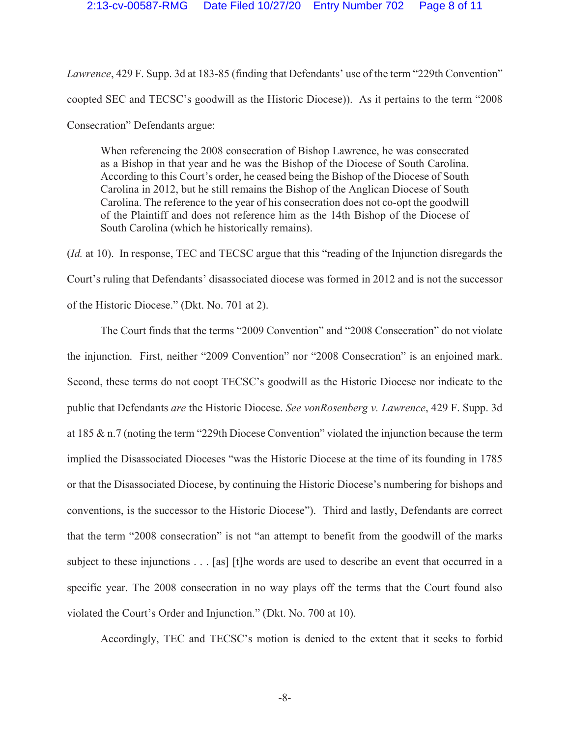*Lawrence*, 429 F. Supp. 3d at 183-85 (finding that Defendants' use of the term "229th Convention" coopted SEC and TECSC's goodwill as the Historic Diocese)). As it pertains to the term "2008 Consecration" Defendants argue:

> When referencing the 2008 consecration of Bishop Lawrence, he was consecrated as a Bishop in that year and he was the Bishop of the Diocese of South Carolina. According to this Court's order, he ceased being the Bishop of the Diocese of South Carolina in 2012, but he still remains the Bishop of the Anglican Diocese of South Carolina. The reference to the year of his consecration does not co-opt the goodwill of the Plaintiff and does not reference him as the 14th Bishop of the Diocese of South Carolina (which he historically remains).

(*Id.* at 10). In response, TEC and TECSC argue that this "reading of the Injunction disregards the Court's ruling that Defendants' disassociated diocese was formed in 2012 and is not the successor of the Historic Diocese." (Dkt. No. 701 at 2).

The Court finds that the terms "2009 Convention" and "2008 Consecration" do not violate the injunction. First, neither "2009 Convention" nor "2008 Consecration" is an enjoined mark. Second, these terms do not coopt TECSC's goodwill as the Historic Diocese nor indicate to the public that Defendants *are* the Historic Diocese. *See vonRosenberg v. Lawrence*, 429 F. Supp. 3d at 185 & n.7 (noting the term "229th Diocese Convention" violated the injunction because the term implied the Disassociated Dioceses "was the Historic Diocese at the time of its founding in 1785 or that the Disassociated Diocese, by continuing the Historic Diocese's numbering for bishops and conventions, is the successor to the Historic Diocese"). Third and lastly, Defendants are correct that the term "2008 consecration" is not "an attempt to benefit from the goodwill of the marks subject to these injunctions . . . [as] [t]he words are used to describe an event that occurred in a specific year. The 2008 consecration in no way plays off the terms that the Court found also violated the Court's Order and Injunction." (Dkt. No. 700 at 10).

Accordingly, TEC and TECSC's motion is denied to the extent that it seeks to forbid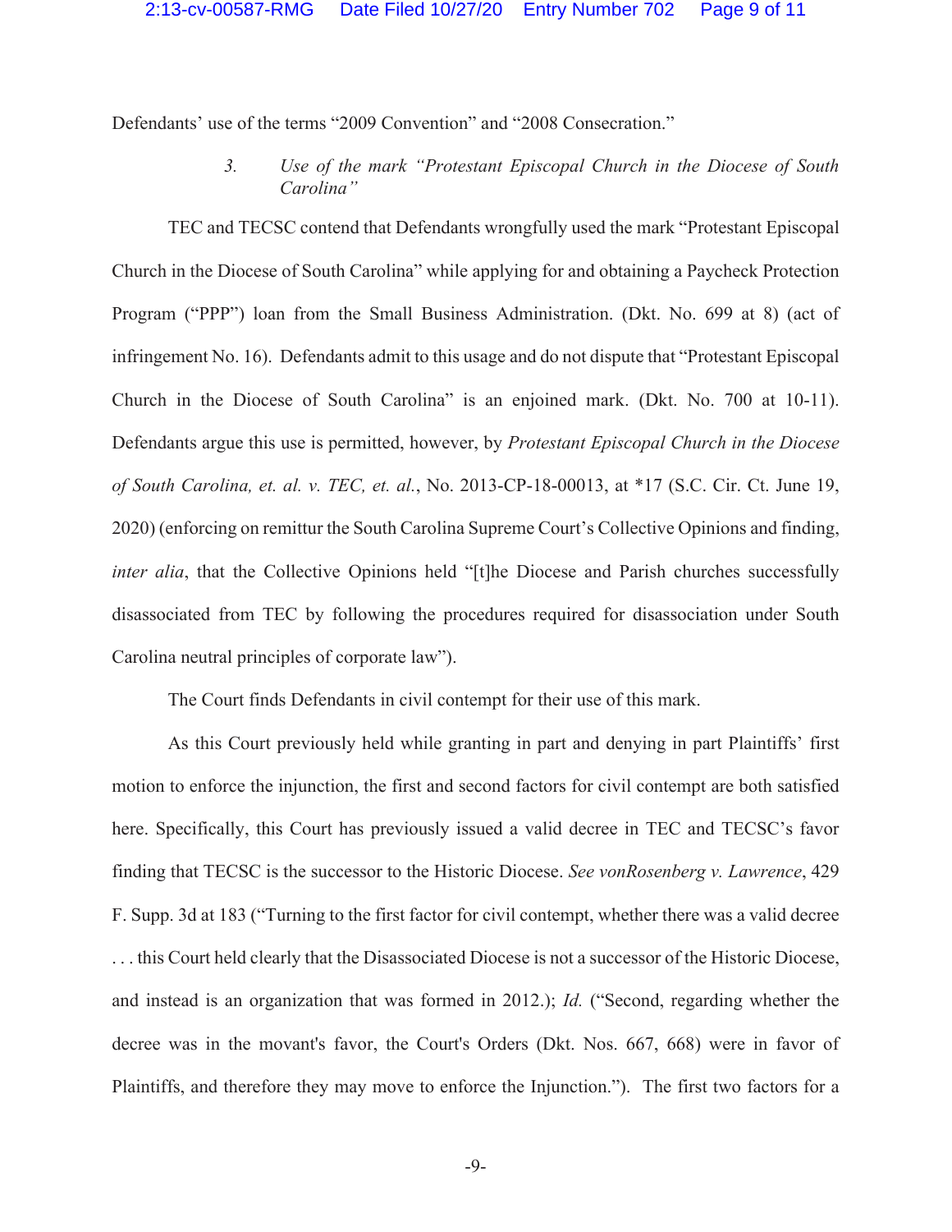Defendants' use of the terms "2009 Convention" and "2008 Consecration."

*3. Use of the mark "Protestant Episcopal Church in the Diocese of South Carolina"*

TEC and TECSC contend that Defendants wrongfully used the mark "Protestant Episcopal Church in the Diocese of South Carolina" while applying for and obtaining a Paycheck Protection Program ("PPP") loan from the Small Business Administration. (Dkt. No. 699 at 8) (act of infringement No. 16). Defendants admit to this usage and do not dispute that "Protestant Episcopal Church in the Diocese of South Carolina" is an enjoined mark. (Dkt. No. 700 at 10-11). Defendants argue this use is permitted, however, by *Protestant Episcopal Church in the Diocese of South Carolina, et. al. v. TEC, et. al.*, No. 2013-CP-18-00013, at *17 (S.C. Cir. Ct. June 19, 2020) (enforcing on remittur the South Carolina Supreme Court's Collective Opinions and finding, *inter alia*, that the Collective Opinions held "[t]he Diocese and Parish churches successfully disassociated from TEC by following the procedures required for disassociation under South Carolina neutral principles of corporate law").

The Court finds Defendants in civil contempt for their use of this mark.

As this Court previously held while granting in part and denying in part Plaintiffs' first motion to enforce the injunction, the first and second factors for civil contempt are both satisfied here. Specifically, this Court has previously issued a valid decree in TEC and TECSC's favor finding that TECSC is the successor to the Historic Diocese. *See vonRosenberg v. Lawrence*, 429 F. Supp. 3d at 183 ("Turning to the first factor for civil contempt, whether there was a valid decree . . . this Court held clearly that the Disassociated Diocese is not a successor of the Historic Diocese, and instead is an organization that was formed in 2012.); *Id.* ("Second, regarding whether the decree was in the movant's favor, the Court's Orders (Dkt. Nos. 667, 668) were in favor of Plaintiffs, and therefore they may move to enforce the Injunction."). The first two factors for a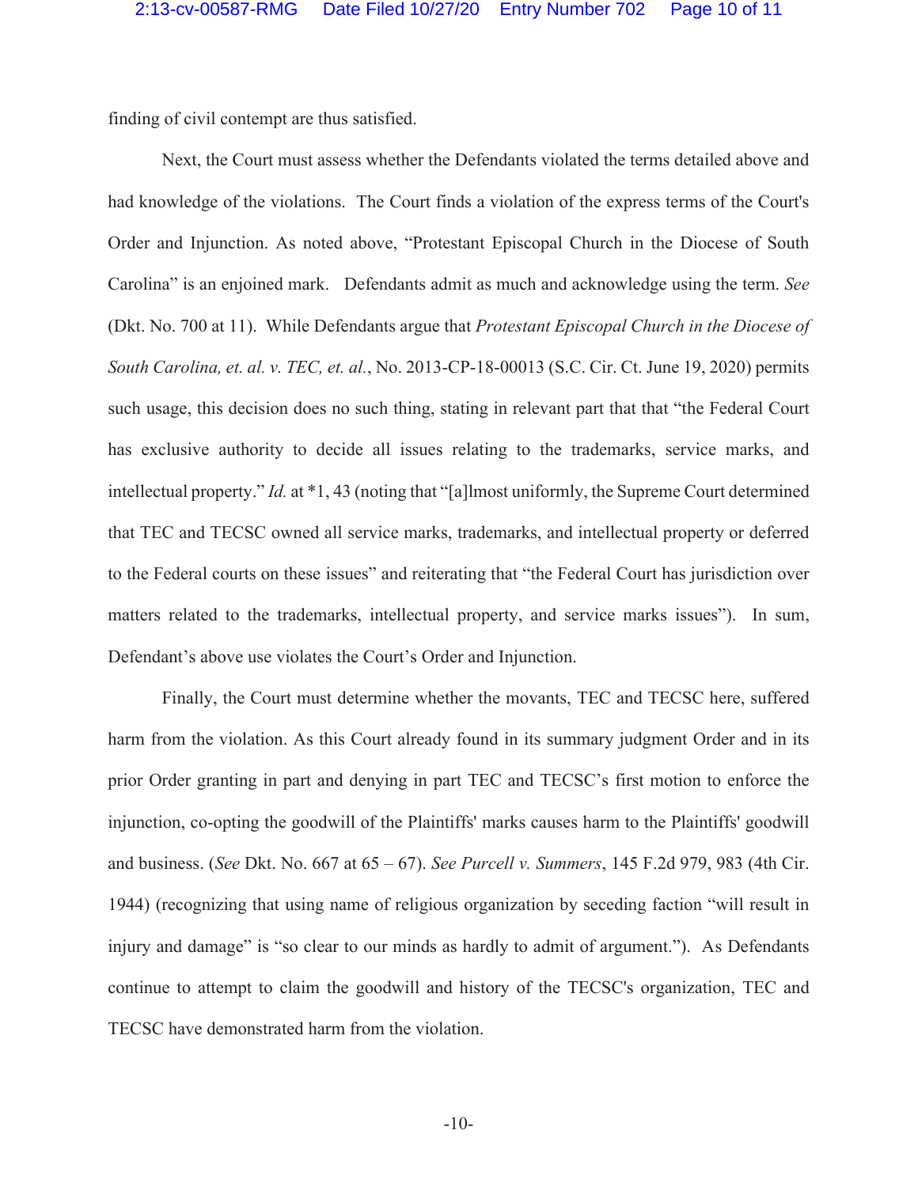finding of civil contempt are thus satisfied.

Next, the Court must assess whether the Defendants violated the terms detailed above and had knowledge of the violations. The Court finds a violation of the express terms of the Court's Order and Injunction. As noted above, "Protestant Episcopal Church in the Diocese of South Carolina" is an enjoined mark. Defendants admit as much and acknowledge using the term. *See* (Dkt. No. 700 at 11). While Defendants argue that *Protestant Episcopal Church in the Diocese of South Carolina, et. al. v. TEC, et. al.*, No. 2013-CP-18-00013 (S.C. Cir. Ct. June 19, 2020) permits such usage, this decision does no such thing, stating in relevant part that that "the Federal Court has exclusive authority to decide all issues relating to the trademarks, service marks, and intellectual property." *Id.* at *1, 43 (noting that "[a]lmost uniformly, the Supreme Court determined that TEC and TECSC owned all service marks, trademarks, and intellectual property or deferred to the Federal courts on these issues" and reiterating that "the Federal Court has jurisdiction over matters related to the trademarks, intellectual property, and service marks issues"). In sum, Defendant's above use violates the Court's Order and Injunction.

Finally, the Court must determine whether the movants, TEC and TECSC here, suffered harm from the violation. As this Court already found in its summary judgment Order and in its prior Order granting in part and denying in part TEC and TECSC's first motion to enforce the injunction, co-opting the goodwill of the Plaintiffs' marks causes harm to the Plaintiffs' goodwill and business. (*See* Dkt. No. 667 at 65 – 67). *See Purcell v. Summers*, 145 F.2d 979, 983 (4th Cir. 1944) (recognizing that using name of religious organization by seceding faction "will result in injury and damage" is "so clear to our minds as hardly to admit of argument."). As Defendants continue to attempt to claim the goodwill and history of the TECSC's organization, TEC and TECSC have demonstrated harm from the violation.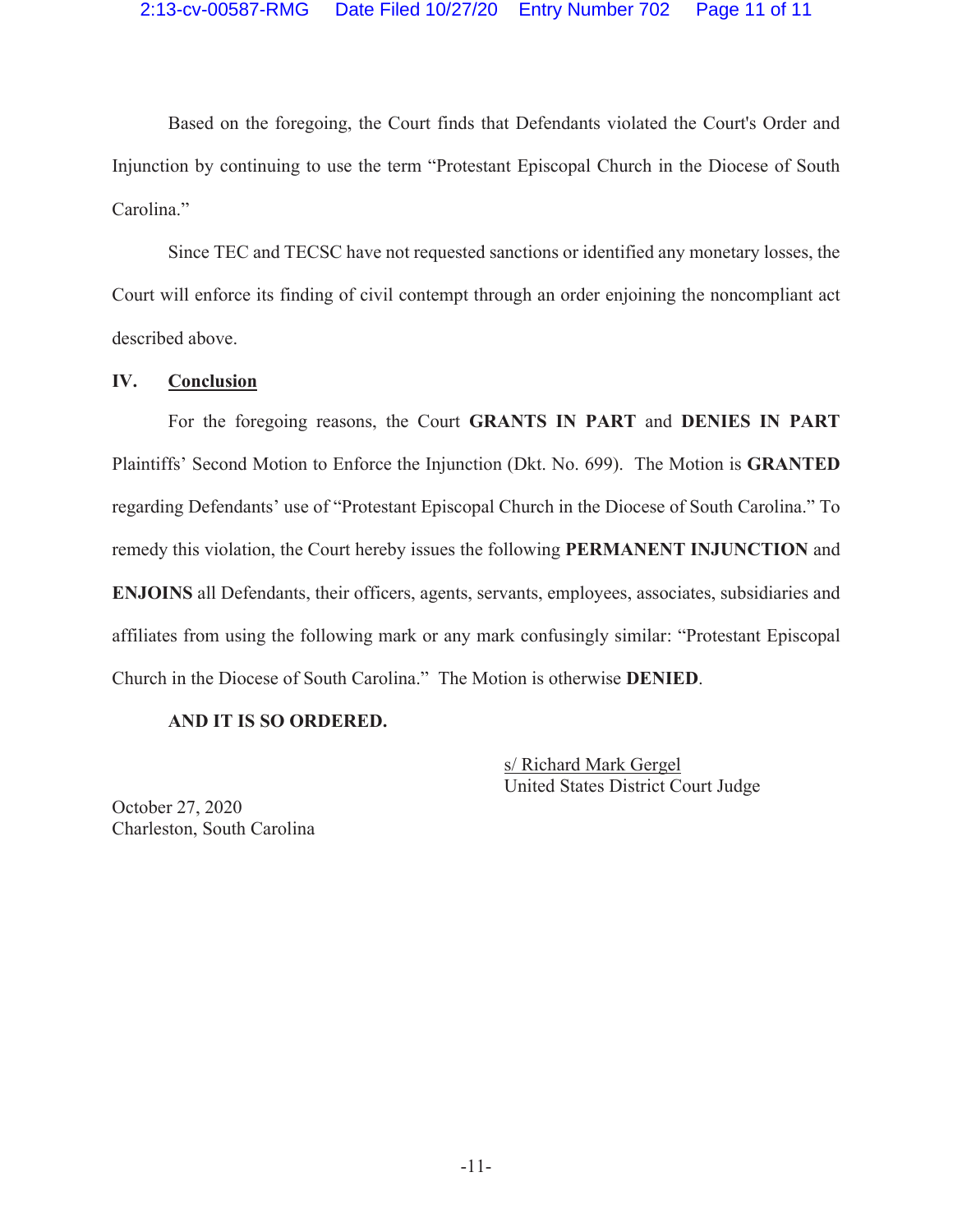Based on the foregoing, the Court finds that Defendants violated the Court's Order and Injunction by continuing to use the term "Protestant Episcopal Church in the Diocese of South Carolina."

Since TEC and TECSC have not requested sanctions or identified any monetary losses, the Court will enforce its finding of civil contempt through an order enjoining the noncompliant act described above.

## IV. Conclusion

For the foregoing reasons, the Court **GRANTS IN PART** and **DENIES IN PART** Plaintiffs' Second Motion to Enforce the Injunction (Dkt. No. 699). The Motion is **GRANTED** regarding Defendants' use of "Protestant Episcopal Church in the Diocese of South Carolina." To remedy this violation, the Court hereby issues the following **PERMANENT INJUNCTION** and **ENJOINS** all Defendants, their officers, agents, servants, employees, associates, subsidiaries and affiliates from using the following mark or any mark confusingly similar: "Protestant Episcopal Church in the Diocese of South Carolina." The Motion is otherwise **DENIED**.

**AND IT IS SO ORDERED.**

s/ Richard Mark Gergel
United States District Court Judge

October 27, 2020
Charleston, South Carolina